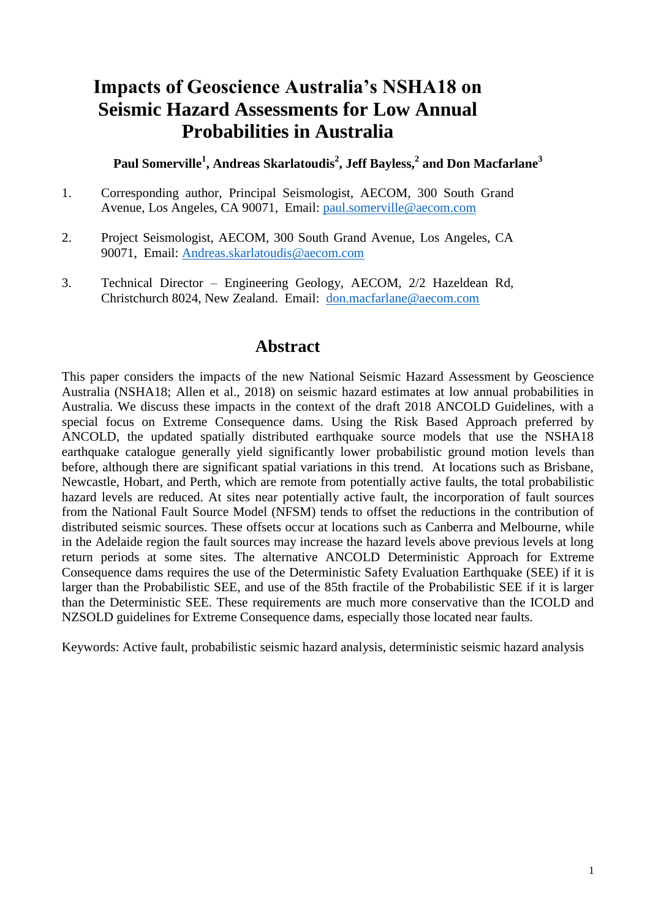# Impacts of Geoscience Australia's NSHA18 on Seismic Hazard Assessments for Low Annual Probabilities in Australia

**Paul Somerville[1], Andreas Skarlatoudis[2], Jeff Bayless,[2] and Don Macfarlane[3]**

1. Corresponding author, Principal Seismologist, AECOM, 300 South Grand Avenue, Los Angeles, CA 90071, Email: paul.somerville@aecom.com

2. Project Seismologist, AECOM, 300 South Grand Avenue, Los Angeles, CA 90071, Email: Andreas.skarlatoudis@aecom.com

3. Technical Director – Engineering Geology, AECOM, 2/2 Hazeldean Rd, Christchurch 8024, New Zealand. Email: don.macfarlane@aecom.com

## Abstract

This paper considers the impacts of the new National Seismic Hazard Assessment by Geoscience Australia (NSHA18; Allen et al., 2018) on seismic hazard estimates at low annual probabilities in Australia. We discuss these impacts in the context of the draft 2018 ANCOLD Guidelines, with a special focus on Extreme Consequence dams. Using the Risk Based Approach preferred by ANCOLD, the updated spatially distributed earthquake source models that use the NSHA18 earthquake catalogue generally yield significantly lower probabilistic ground motion levels than before, although there are significant spatial variations in this trend. At locations such as Brisbane, Newcastle, Hobart, and Perth, which are remote from potentially active faults, the total probabilistic hazard levels are reduced. At sites near potentially active fault, the incorporation of fault sources from the National Fault Source Model (NFSM) tends to offset the reductions in the contribution of distributed seismic sources. These offsets occur at locations such as Canberra and Melbourne, while in the Adelaide region the fault sources may increase the hazard levels above previous levels at long return periods at some sites. The alternative ANCOLD Deterministic Approach for Extreme Consequence dams requires the use of the Deterministic Safety Evaluation Earthquake (SEE) if it is larger than the Probabilistic SEE, and use of the 85th fractile of the Probabilistic SEE if it is larger than the Deterministic SEE. These requirements are much more conservative than the ICOLD and NZSOLD guidelines for Extreme Consequence dams, especially those located near faults.

Keywords: Active fault, probabilistic seismic hazard analysis, deterministic seismic hazard analysis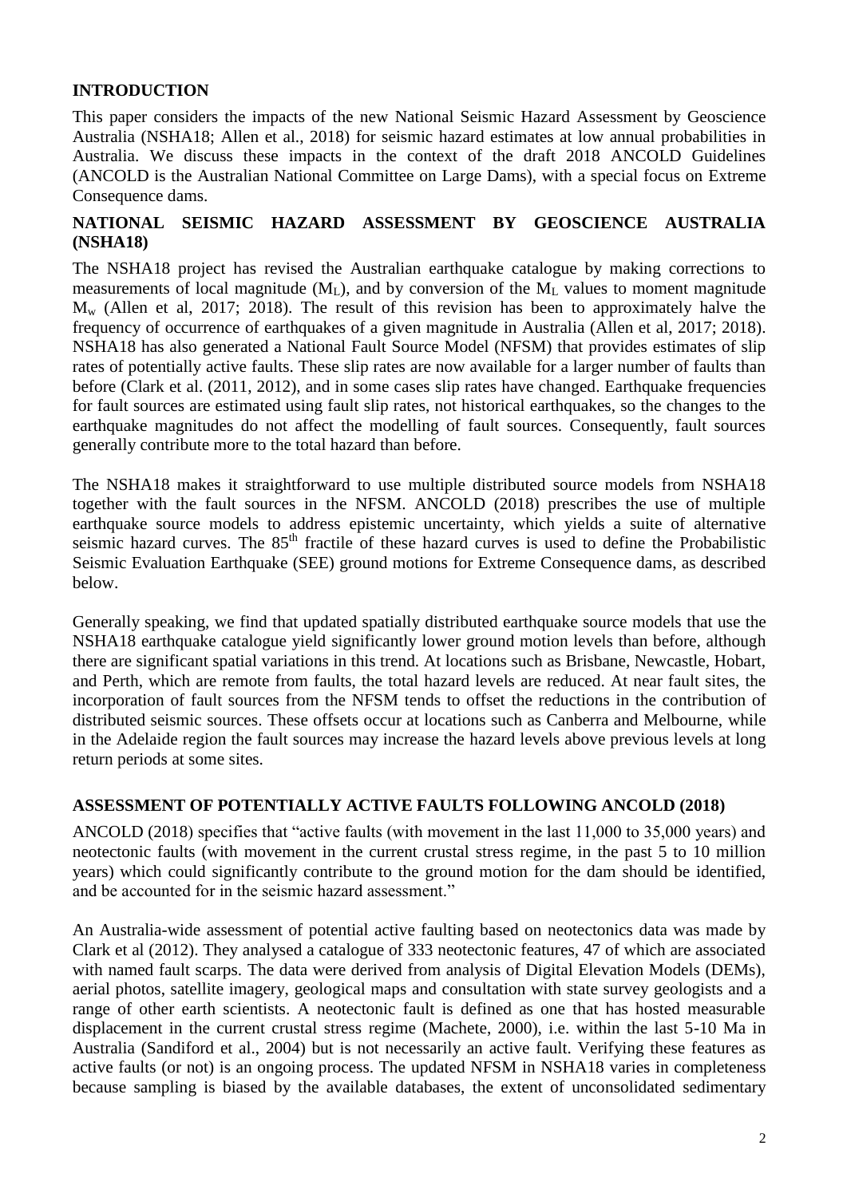## INTRODUCTION

This paper considers the impacts of the new National Seismic Hazard Assessment by Geoscience Australia (NSHA18; Allen et al., 2018) for seismic hazard estimates at low annual probabilities in Australia. We discuss these impacts in the context of the draft 2018 ANCOLD Guidelines (ANCOLD is the Australian National Committee on Large Dams), with a special focus on Extreme Consequence dams.

## NATIONAL SEISMIC HAZARD ASSESSMENT BY GEOSCIENCE AUSTRALIA (NSHA18)

The NSHA18 project has revised the Australian earthquake catalogue by making corrections to measurements of local magnitude ($M_L$), and by conversion of the $M_L$ values to moment magnitude $M_w$ (Allen et al, 2017; 2018). The result of this revision has been to approximately halve the frequency of occurrence of earthquakes of a given magnitude in Australia (Allen et al, 2017; 2018). NSHA18 has also generated a National Fault Source Model (NFSM) that provides estimates of slip rates of potentially active faults. These slip rates are now available for a larger number of faults than before (Clark et al. (2011, 2012), and in some cases slip rates have changed. Earthquake frequencies for fault sources are estimated using fault slip rates, not historical earthquakes, so the changes to the earthquake magnitudes do not affect the modelling of fault sources. Consequently, fault sources generally contribute more to the total hazard than before.

The NSHA18 makes it straightforward to use multiple distributed source models from NSHA18 together with the fault sources in the NFSM. ANCOLD (2018) prescribes the use of multiple earthquake source models to address epistemic uncertainty, which yields a suite of alternative seismic hazard curves. The 85th fractile of these hazard curves is used to define the Probabilistic Seismic Evaluation Earthquake (SEE) ground motions for Extreme Consequence dams, as described below.

Generally speaking, we find that updated spatially distributed earthquake source models that use the NSHA18 earthquake catalogue yield significantly lower ground motion levels than before, although there are significant spatial variations in this trend. At locations such as Brisbane, Newcastle, Hobart, and Perth, which are remote from faults, the total hazard levels are reduced. At near fault sites, the incorporation of fault sources from the NFSM tends to offset the reductions in the contribution of distributed seismic sources. These offsets occur at locations such as Canberra and Melbourne, while in the Adelaide region the fault sources may increase the hazard levels above previous levels at long return periods at some sites.

## ASSESSMENT OF POTENTIALLY ACTIVE FAULTS FOLLOWING ANCOLD (2018)

ANCOLD (2018) specifies that "active faults (with movement in the last 11,000 to 35,000 years) and neotectonic faults (with movement in the current crustal stress regime, in the past 5 to 10 million years) which could significantly contribute to the ground motion for the dam should be identified, and be accounted for in the seismic hazard assessment."

An Australia-wide assessment of potential active faulting based on neotectonics data was made by Clark et al (2012). They analysed a catalogue of 333 neotectonic features, 47 of which are associated with named fault scarps. The data were derived from analysis of Digital Elevation Models (DEMs), aerial photos, satellite imagery, geological maps and consultation with state survey geologists and a range of other earth scientists. A neotectonic fault is defined as one that has hosted measurable displacement in the current crustal stress regime (Machete, 2000), i.e. within the last 5-10 Ma in Australia (Sandiford et al., 2004) but is not necessarily an active fault. Verifying these features as active faults (or not) is an ongoing process. The updated NFSM in NSHA18 varies in completeness because sampling is biased by the available databases, the extent of unconsolidated sedimentary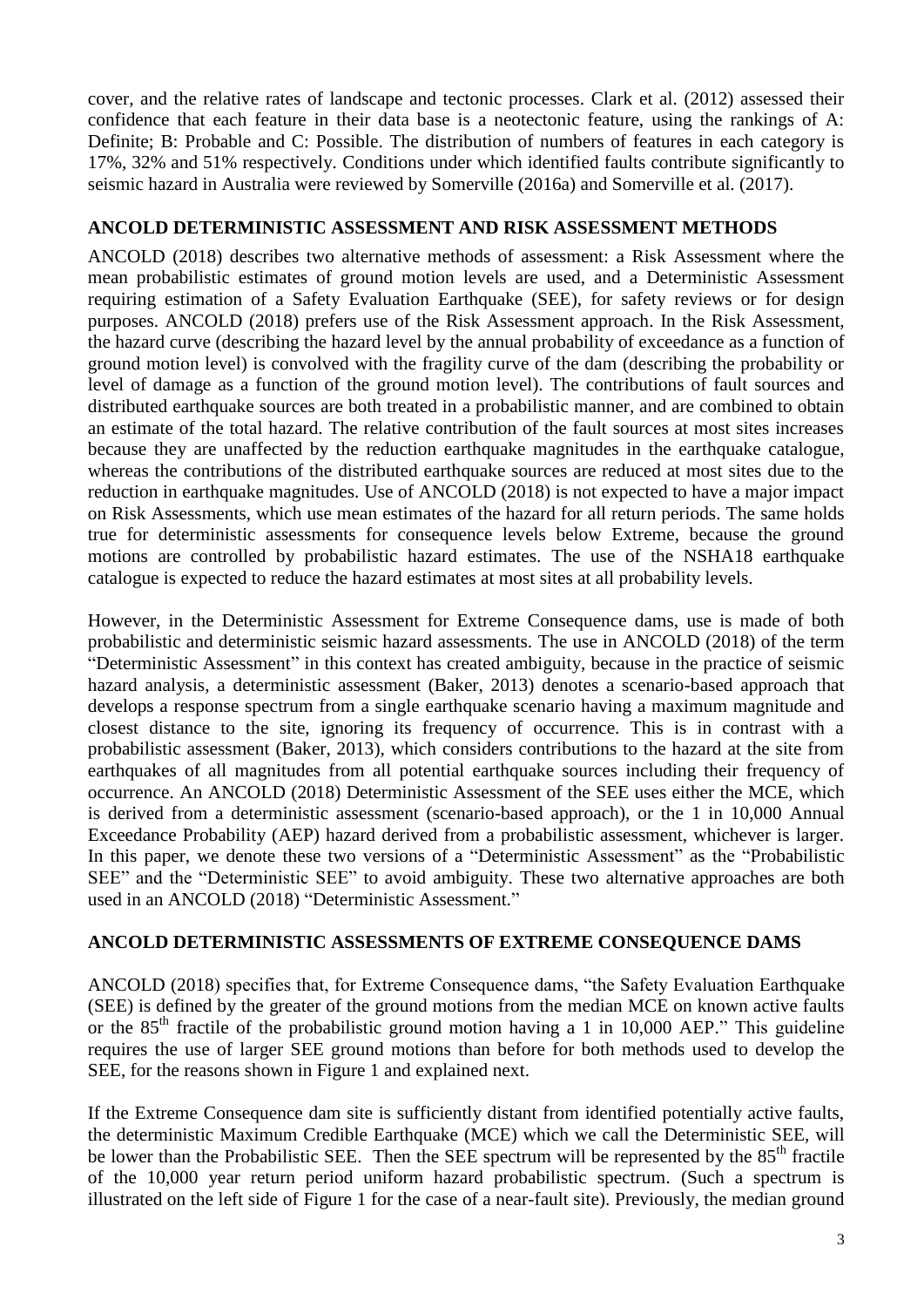cover, and the relative rates of landscape and tectonic processes. Clark et al. (2012) assessed their confidence that each feature in their data base is a neotectonic feature, using the rankings of A: Definite; B: Probable and C: Possible. The distribution of numbers of features in each category is 17%, 32% and 51% respectively. Conditions under which identified faults contribute significantly to seismic hazard in Australia were reviewed by Somerville (2016a) and Somerville et al. (2017).

## ANCOLD DETERMINISTIC ASSESSMENT AND RISK ASSESSMENT METHODS

ANCOLD (2018) describes two alternative methods of assessment: a Risk Assessment where the mean probabilistic estimates of ground motion levels are used, and a Deterministic Assessment requiring estimation of a Safety Evaluation Earthquake (SEE), for safety reviews or for design purposes. ANCOLD (2018) prefers use of the Risk Assessment approach. In the Risk Assessment, the hazard curve (describing the hazard level by the annual probability of exceedance as a function of ground motion level) is convolved with the fragility curve of the dam (describing the probability or level of damage as a function of the ground motion level). The contributions of fault sources and distributed earthquake sources are both treated in a probabilistic manner, and are combined to obtain an estimate of the total hazard. The relative contribution of the fault sources at most sites increases because they are unaffected by the reduction earthquake magnitudes in the earthquake catalogue, whereas the contributions of the distributed earthquake sources are reduced at most sites due to the reduction in earthquake magnitudes. Use of ANCOLD (2018) is not expected to have a major impact on Risk Assessments, which use mean estimates of the hazard for all return periods. The same holds true for deterministic assessments for consequence levels below Extreme, because the ground motions are controlled by probabilistic hazard estimates. The use of the NSHA18 earthquake catalogue is expected to reduce the hazard estimates at most sites at all probability levels.

However, in the Deterministic Assessment for Extreme Consequence dams, use is made of both probabilistic and deterministic seismic hazard assessments. The use in ANCOLD (2018) of the term "Deterministic Assessment" in this context has created ambiguity, because in the practice of seismic hazard analysis, a deterministic assessment (Baker, 2013) denotes a scenario-based approach that develops a response spectrum from a single earthquake scenario having a maximum magnitude and closest distance to the site, ignoring its frequency of occurrence. This is in contrast with a probabilistic assessment (Baker, 2013), which considers contributions to the hazard at the site from earthquakes of all magnitudes from all potential earthquake sources including their frequency of occurrence. An ANCOLD (2018) Deterministic Assessment of the SEE uses either the MCE, which is derived from a deterministic assessment (scenario-based approach), or the 1 in 10,000 Annual Exceedance Probability (AEP) hazard derived from a probabilistic assessment, whichever is larger. In this paper, we denote these two versions of a "Deterministic Assessment" as the "Probabilistic SEE" and the "Deterministic SEE" to avoid ambiguity. These two alternative approaches are both used in an ANCOLD (2018) "Deterministic Assessment."

## ANCOLD DETERMINISTIC ASSESSMENTS OF EXTREME CONSEQUENCE DAMS

ANCOLD (2018) specifies that, for Extreme Consequence dams, "the Safety Evaluation Earthquake (SEE) is defined by the greater of the ground motions from the median MCE on known active faults or the 85$^{th}$ fractile of the probabilistic ground motion having a 1 in 10,000 AEP." This guideline requires the use of larger SEE ground motions than before for both methods used to develop the SEE, for the reasons shown in Figure 1 and explained next.

If the Extreme Consequence dam site is sufficiently distant from identified potentially active faults, the deterministic Maximum Credible Earthquake (MCE) which we call the Deterministic SEE, will be lower than the Probabilistic SEE. Then the SEE spectrum will be represented by the 85$^{th}$ fractile of the 10,000 year return period uniform hazard probabilistic spectrum. (Such a spectrum is illustrated on the left side of Figure 1 for the case of a near-fault site). Previously, the median ground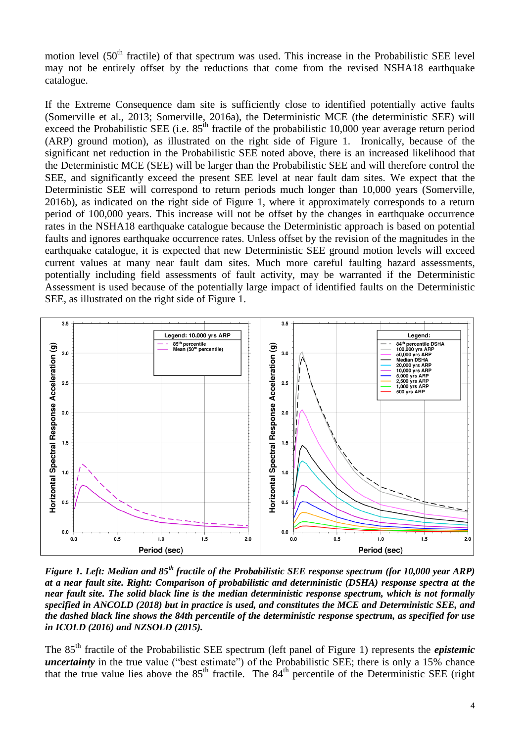motion level (50th fractile) of that spectrum was used. This increase in the Probabilistic SEE level may not be entirely offset by the reductions that come from the revised NSHA18 earthquake catalogue.

If the Extreme Consequence dam site is sufficiently close to identified potentially active faults (Somerville et al., 2013; Somerville, 2016a), the Deterministic MCE (the deterministic SEE) will exceed the Probabilistic SEE (i.e. 85th fractile of the probabilistic 10,000 year average return period (ARP) ground motion), as illustrated on the right side of Figure 1. Ironically, because of the significant net reduction in the Probabilistic SEE noted above, there is an increased likelihood that the Deterministic MCE (SEE) will be larger than the Probabilistic SEE and will therefore control the SEE, and significantly exceed the present SEE level at near fault dam sites. We expect that the Deterministic SEE will correspond to return periods much longer than 10,000 years (Somerville, 2016b), as indicated on the right side of Figure 1, where it approximately corresponds to a return period of 100,000 years. This increase will not be offset by the changes in earthquake occurrence rates in the NSHA18 earthquake catalogue because the Deterministic approach is based on potential faults and ignores earthquake occurrence rates. Unless offset by the revision of the magnitudes in the earthquake catalogue, it is expected that new Deterministic SEE ground motion levels will exceed current values at many near fault dam sites. Much more careful faulting hazard assessments, potentially including field assessments of fault activity, may be warranted if the Deterministic Assessment is used because of the potentially large impact of identified faults on the Deterministic SEE, as illustrated on the right side of Figure 1.

***Figure 1. Left: Median and 85th fractile of the Probabilistic SEE response spectrum (for 10,000 year ARP) at a near fault site. Right: Comparison of probabilistic and deterministic (DSHA) response spectra at the near fault site. The solid black line is the median deterministic response spectrum, which is not formally specified in ANCOLD (2018) but in practice is used, and constitutes the MCE and Deterministic SEE, and the dashed black line shows the 84th percentile of the deterministic response spectrum, as specified for use in ICOLD (2016) and NZSOLD (2015).***

The 85th fractile of the Probabilistic SEE spectrum (left panel of Figure 1) represents the ***epistemic uncertainty*** in the true value ("best estimate") of the Probabilistic SEE; there is only a 15% chance that the true value lies above the 85th fractile. The 84th percentile of the Deterministic SEE (right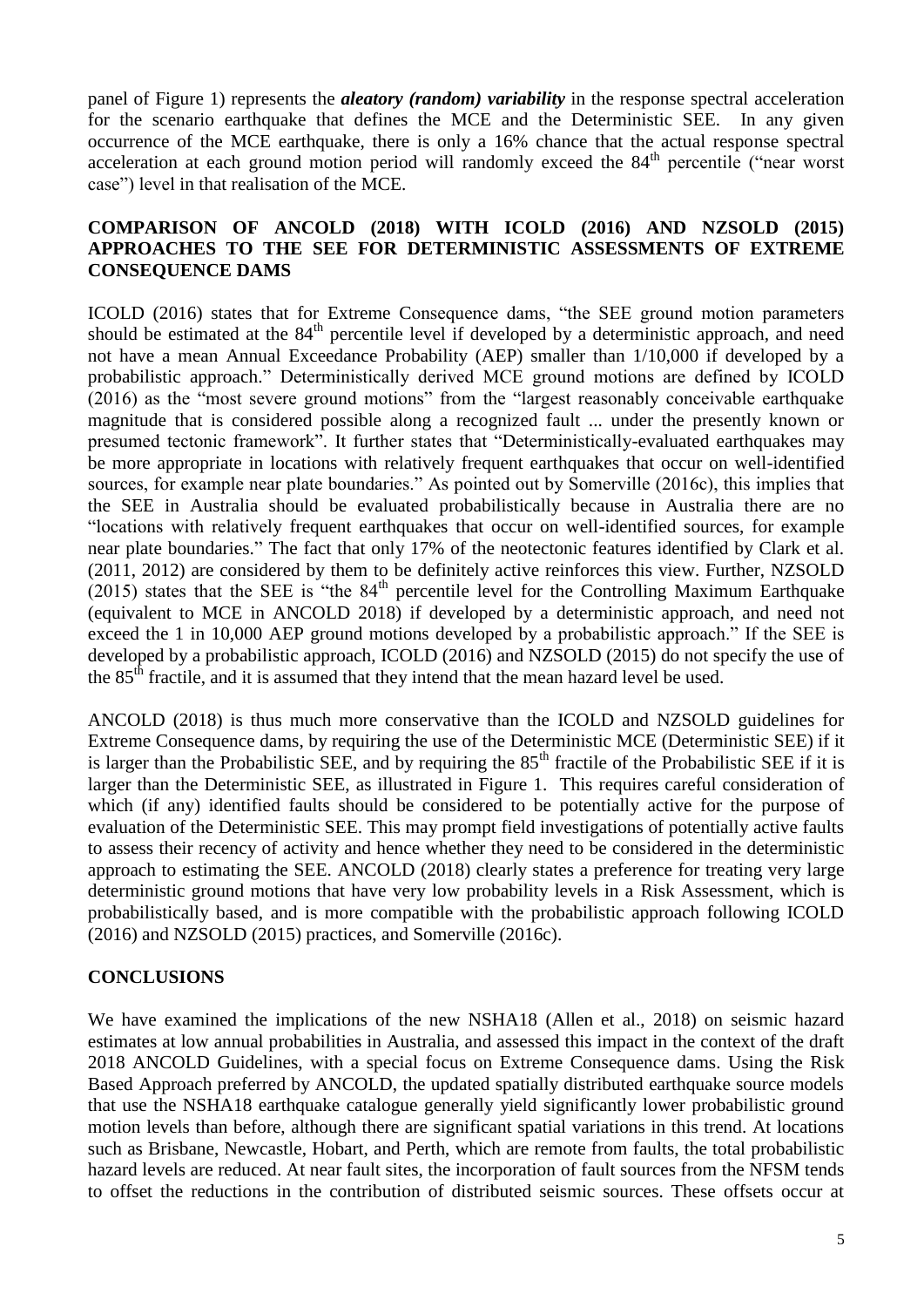panel of Figure 1) represents the ***aleatory (random) variability*** in the response spectral acceleration for the scenario earthquake that defines the MCE and the Deterministic SEE. In any given occurrence of the MCE earthquake, there is only a 16% chance that the actual response spectral acceleration at each ground motion period will randomly exceed the 84$^{th}$ percentile ("near worst case") level in that realisation of the MCE.

## COMPARISON OF ANCOLD (2018) WITH ICOLD (2016) AND NZSOLD (2015) APPROACHES TO THE SEE FOR DETERMINISTIC ASSESSMENTS OF EXTREME CONSEQUENCE DAMS

ICOLD (2016) states that for Extreme Consequence dams, "the SEE ground motion parameters should be estimated at the 84$^{th}$ percentile level if developed by a deterministic approach, and need not have a mean Annual Exceedance Probability (AEP) smaller than 1/10,000 if developed by a probabilistic approach." Deterministically derived MCE ground motions are defined by ICOLD (2016) as the "most severe ground motions" from the "largest reasonably conceivable earthquake magnitude that is considered possible along a recognized fault ... under the presently known or presumed tectonic framework". It further states that "Deterministically-evaluated earthquakes may be more appropriate in locations with relatively frequent earthquakes that occur on well-identified sources, for example near plate boundaries." As pointed out by Somerville (2016c), this implies that the SEE in Australia should be evaluated probabilistically because in Australia there are no "locations with relatively frequent earthquakes that occur on well-identified sources, for example near plate boundaries." The fact that only 17% of the neotectonic features identified by Clark et al. (2011, 2012) are considered by them to be definitely active reinforces this view. Further, NZSOLD (2015) states that the SEE is "the 84$^{th}$ percentile level for the Controlling Maximum Earthquake (equivalent to MCE in ANCOLD 2018) if developed by a deterministic approach, and need not exceed the 1 in 10,000 AEP ground motions developed by a probabilistic approach." If the SEE is developed by a probabilistic approach, ICOLD (2016) and NZSOLD (2015) do not specify the use of the 85$^{th}$ fractile, and it is assumed that they intend that the mean hazard level be used.

ANCOLD (2018) is thus much more conservative than the ICOLD and NZSOLD guidelines for Extreme Consequence dams, by requiring the use of the Deterministic MCE (Deterministic SEE) if it is larger than the Probabilistic SEE, and by requiring the 85$^{th}$ fractile of the Probabilistic SEE if it is larger than the Deterministic SEE, as illustrated in Figure 1. This requires careful consideration of which (if any) identified faults should be considered to be potentially active for the purpose of evaluation of the Deterministic SEE. This may prompt field investigations of potentially active faults to assess their recency of activity and hence whether they need to be considered in the deterministic approach to estimating the SEE. ANCOLD (2018) clearly states a preference for treating very large deterministic ground motions that have very low probability levels in a Risk Assessment, which is probabilistically based, and is more compatible with the probabilistic approach following ICOLD (2016) and NZSOLD (2015) practices, and Somerville (2016c).

## CONCLUSIONS

We have examined the implications of the new NSHA18 (Allen et al., 2018) on seismic hazard estimates at low annual probabilities in Australia, and assessed this impact in the context of the draft 2018 ANCOLD Guidelines, with a special focus on Extreme Consequence dams. Using the Risk Based Approach preferred by ANCOLD, the updated spatially distributed earthquake source models that use the NSHA18 earthquake catalogue generally yield significantly lower probabilistic ground motion levels than before, although there are significant spatial variations in this trend. At locations such as Brisbane, Newcastle, Hobart, and Perth, which are remote from faults, the total probabilistic hazard levels are reduced. At near fault sites, the incorporation of fault sources from the NFSM tends to offset the reductions in the contribution of distributed seismic sources. These offsets occur at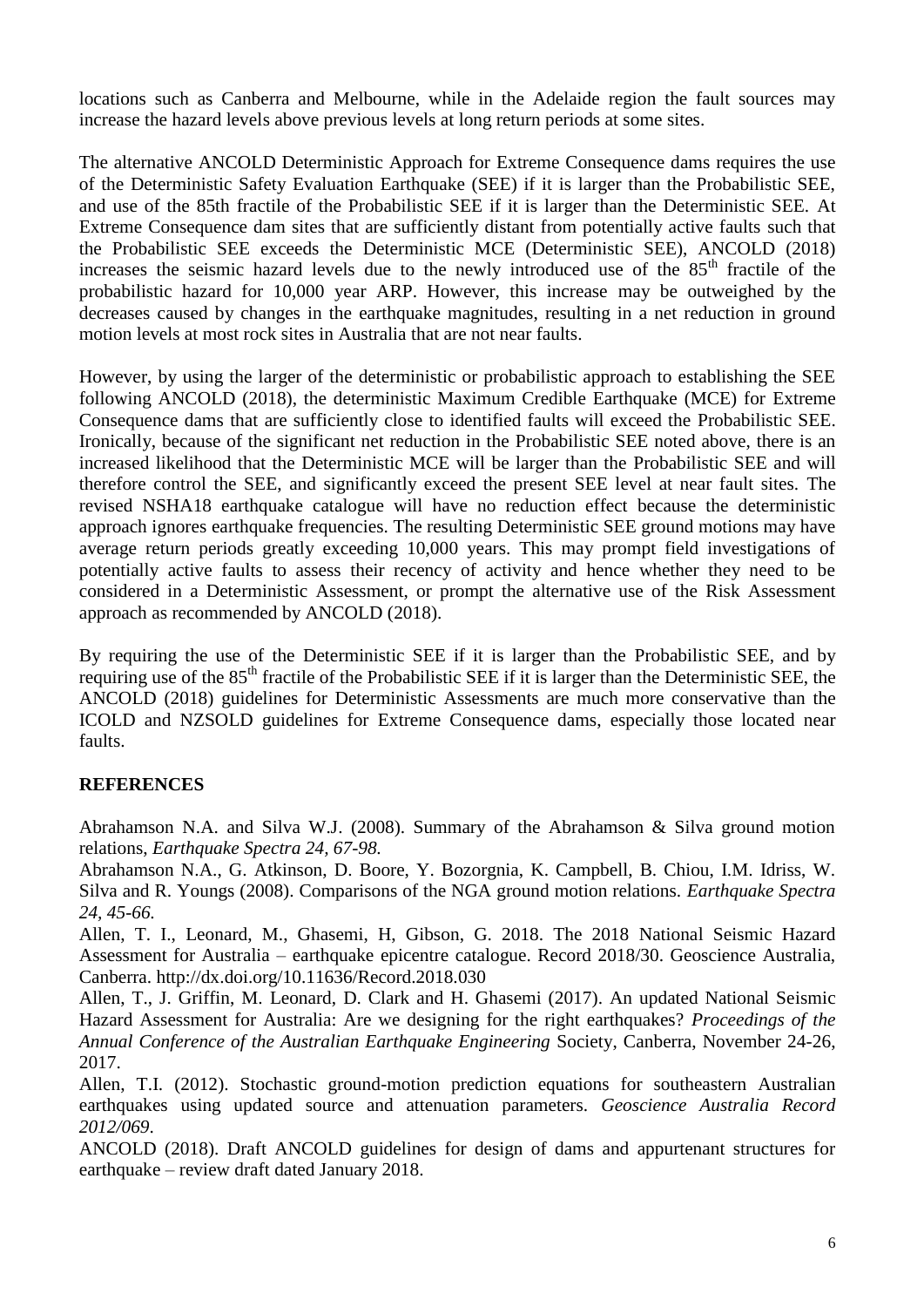locations such as Canberra and Melbourne, while in the Adelaide region the fault sources may increase the hazard levels above previous levels at long return periods at some sites.

The alternative ANCOLD Deterministic Approach for Extreme Consequence dams requires the use of the Deterministic Safety Evaluation Earthquake (SEE) if it is larger than the Probabilistic SEE, and use of the 85th fractile of the Probabilistic SEE if it is larger than the Deterministic SEE. At Extreme Consequence dam sites that are sufficiently distant from potentially active faults such that the Probabilistic SEE exceeds the Deterministic MCE (Deterministic SEE), ANCOLD (2018) increases the seismic hazard levels due to the newly introduced use of the 85$^{th}$ fractile of the probabilistic hazard for 10,000 year ARP. However, this increase may be outweighed by the decreases caused by changes in the earthquake magnitudes, resulting in a net reduction in ground motion levels at most rock sites in Australia that are not near faults.

However, by using the larger of the deterministic or probabilistic approach to establishing the SEE following ANCOLD (2018), the deterministic Maximum Credible Earthquake (MCE) for Extreme Consequence dams that are sufficiently close to identified faults will exceed the Probabilistic SEE. Ironically, because of the significant net reduction in the Probabilistic SEE noted above, there is an increased likelihood that the Deterministic MCE will be larger than the Probabilistic SEE and will therefore control the SEE, and significantly exceed the present SEE level at near fault sites. The revised NSHA18 earthquake catalogue will have no reduction effect because the deterministic approach ignores earthquake frequencies. The resulting Deterministic SEE ground motions may have average return periods greatly exceeding 10,000 years. This may prompt field investigations of potentially active faults to assess their recency of activity and hence whether they need to be considered in a Deterministic Assessment, or prompt the alternative use of the Risk Assessment approach as recommended by ANCOLD (2018).

By requiring the use of the Deterministic SEE if it is larger than the Probabilistic SEE, and by requiring use of the 85$^{th}$ fractile of the Probabilistic SEE if it is larger than the Deterministic SEE, the ANCOLD (2018) guidelines for Deterministic Assessments are much more conservative than the ICOLD and NZSOLD guidelines for Extreme Consequence dams, especially those located near faults.

## REFERENCES

Abrahamson N.A. and Silva W.J. (2008). Summary of the Abrahamson & Silva ground motion relations, *Earthquake Spectra 24, 67-98.*

Abrahamson N.A., G. Atkinson, D. Boore, Y. Bozorgnia, K. Campbell, B. Chiou, I.M. Idriss, W. Silva and R. Youngs (2008). Comparisons of the NGA ground motion relations. *Earthquake Spectra 24, 45-66.*

Allen, T. I., Leonard, M., Ghasemi, H, Gibson, G. 2018. The 2018 National Seismic Hazard Assessment for Australia – earthquake epicentre catalogue. Record 2018/30. Geoscience Australia, Canberra. http://dx.doi.org/10.11636/Record.2018.030

Allen, T., J. Griffin, M. Leonard, D. Clark and H. Ghasemi (2017). An updated National Seismic Hazard Assessment for Australia: Are we designing for the right earthquakes? *Proceedings of the Annual Conference of the Australian Earthquake Engineering* Society, Canberra, November 24-26, 2017.

Allen, T.I. (2012). Stochastic ground-motion prediction equations for southeastern Australian earthquakes using updated source and attenuation parameters. *Geoscience Australia Record 2012/069*.

ANCOLD (2018). Draft ANCOLD guidelines for design of dams and appurtenant structures for earthquake – review draft dated January 2018.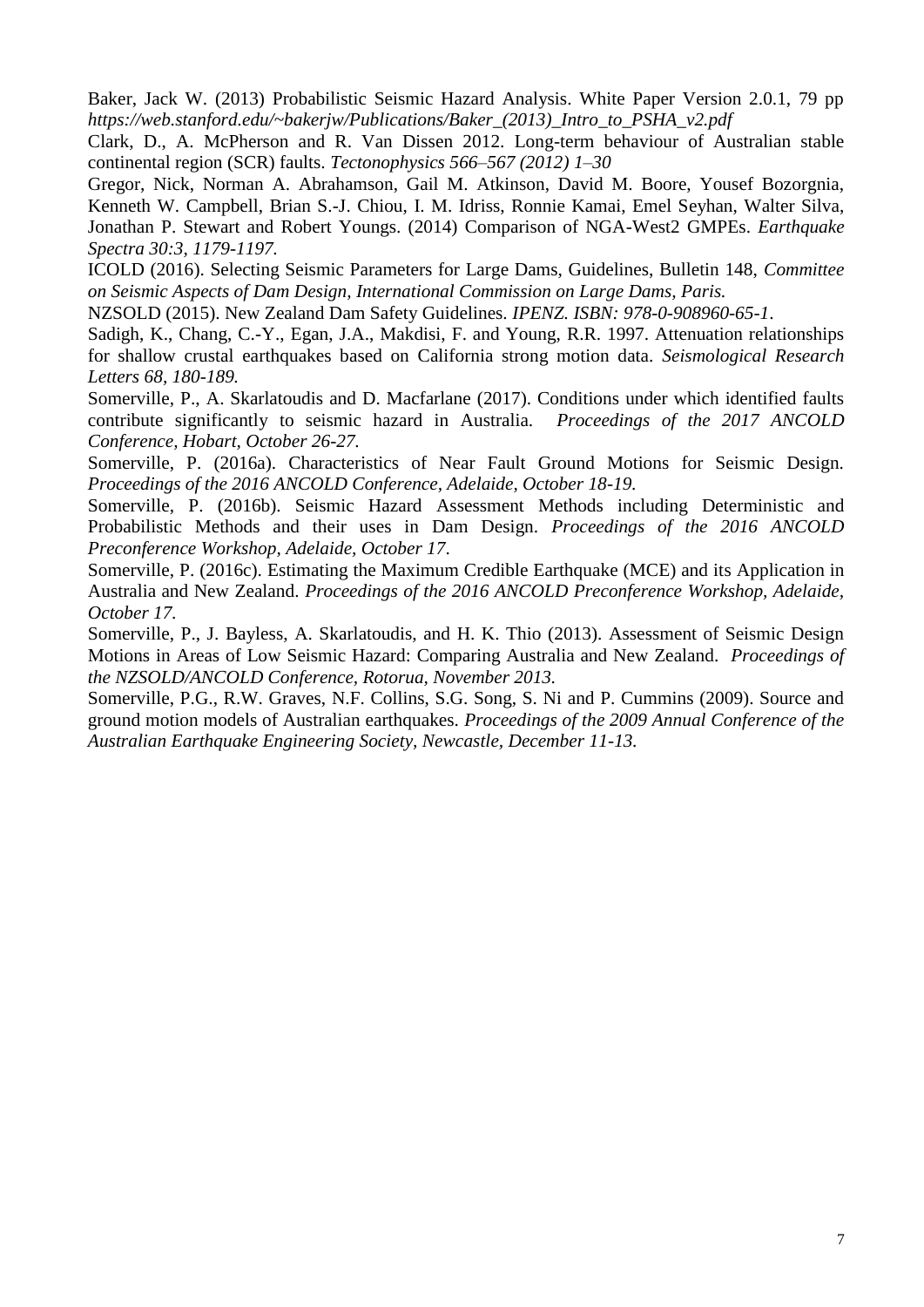Baker, Jack W. (2013) Probabilistic Seismic Hazard Analysis. White Paper Version 2.0.1, 79 pp *https://web.stanford.edu/~bakerjw/Publications/Baker_(2013)_Intro_to_PSHA_v2.pdf*

Clark, D., A. McPherson and R. Van Dissen 2012. Long-term behaviour of Australian stable continental region (SCR) faults. *Tectonophysics 566–567 (2012) 1–30*

Gregor, Nick, Norman A. Abrahamson, Gail M. Atkinson, David M. Boore, Yousef Bozorgnia, Kenneth W. Campbell, Brian S.-J. Chiou, I. M. Idriss, Ronnie Kamai, Emel Seyhan, Walter Silva, Jonathan P. Stewart and Robert Youngs. (2014) Comparison of NGA-West2 GMPEs. *Earthquake Spectra 30:3, 1179-1197.*

ICOLD (2016). Selecting Seismic Parameters for Large Dams, Guidelines, Bulletin 148, *Committee on Seismic Aspects of Dam Design, International Commission on Large Dams, Paris.*

NZSOLD (2015). New Zealand Dam Safety Guidelines. *IPENZ. ISBN: 978-0-908960-65-1*.

Sadigh, K., Chang, C.-Y., Egan, J.A., Makdisi, F. and Young, R.R. 1997. Attenuation relationships for shallow crustal earthquakes based on California strong motion data. *Seismological Research Letters 68, 180-189.*

Somerville, P., A. Skarlatoudis and D. Macfarlane (2017). Conditions under which identified faults contribute significantly to seismic hazard in Australia. *Proceedings of the 2017 ANCOLD Conference, Hobart, October 26-27.*

Somerville, P. (2016a). Characteristics of Near Fault Ground Motions for Seismic Design. *Proceedings of the 2016 ANCOLD Conference, Adelaide, October 18-19.*

Somerville, P. (2016b). Seismic Hazard Assessment Methods including Deterministic and Probabilistic Methods and their uses in Dam Design. *Proceedings of the 2016 ANCOLD Preconference Workshop, Adelaide, October 17.*

Somerville, P. (2016c). Estimating the Maximum Credible Earthquake (MCE) and its Application in Australia and New Zealand. *Proceedings of the 2016 ANCOLD Preconference Workshop, Adelaide, October 17.*

Somerville, P., J. Bayless, A. Skarlatoudis, and H. K. Thio (2013). Assessment of Seismic Design Motions in Areas of Low Seismic Hazard: Comparing Australia and New Zealand. *Proceedings of the NZSOLD/ANCOLD Conference, Rotorua, November 2013.*

Somerville, P.G., R.W. Graves, N.F. Collins, S.G. Song, S. Ni and P. Cummins (2009). Source and ground motion models of Australian earthquakes. *Proceedings of the 2009 Annual Conference of the Australian Earthquake Engineering Society, Newcastle, December 11-13.*